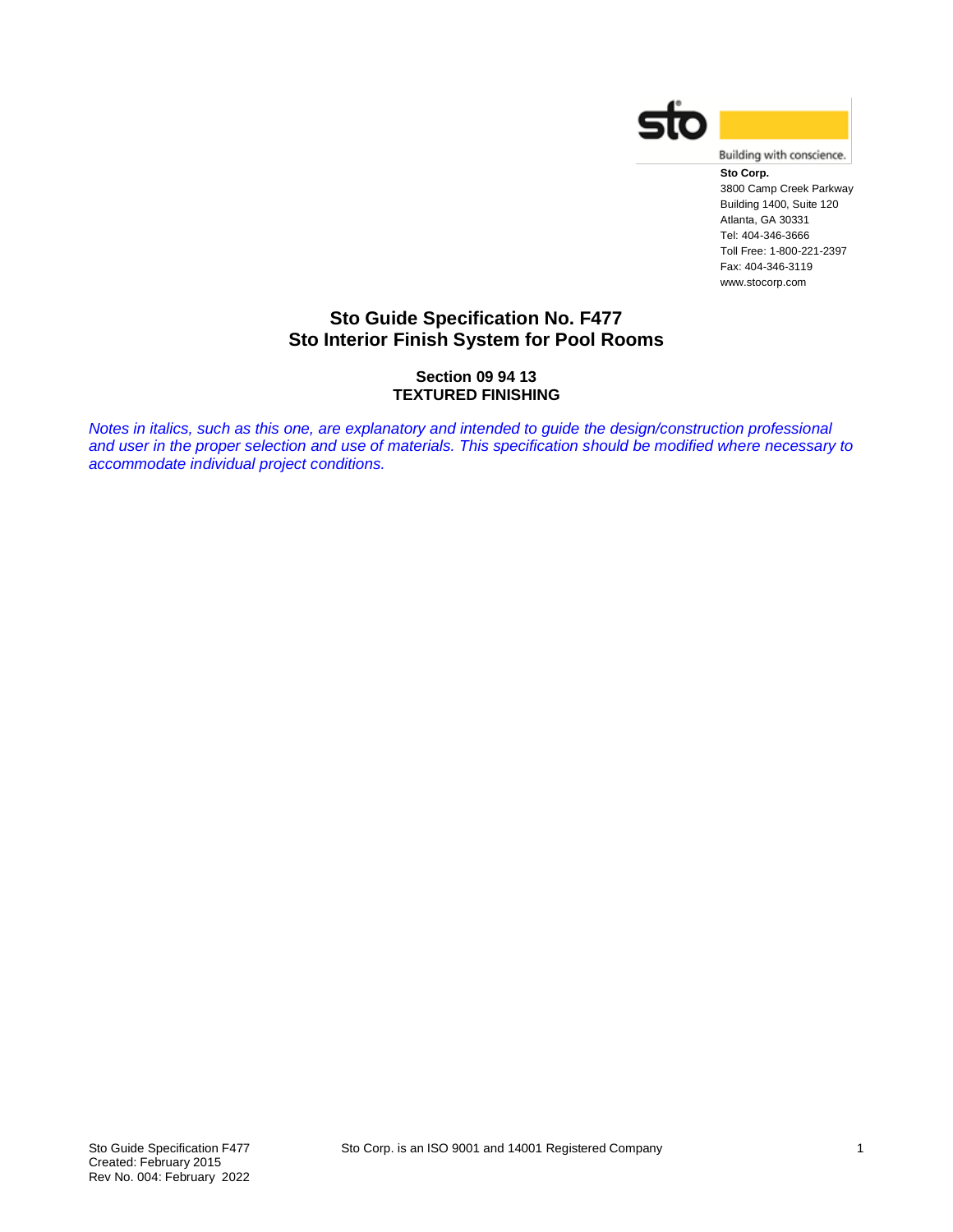**Sto Corp.**
3800 Camp Creek Parkway
Building 1400, Suite 120
Atlanta, GA 30331
Tel: 404-346-3666
Toll Free: 1-800-221-2397
Fax: 404-346-3119
www.stocorp.com

# Sto Guide Specification No. F477
# Sto Interior Finish System for Pool Rooms

## Section 09 94 13
## TEXTURED FINISHING

*Notes in italics, such as this one, are explanatory and intended to guide the design/construction professional and user in the proper selection and use of materials. This specification should be modified where necessary to accommodate individual project conditions.*

Sto Guide Specification F477
Created: February 2015
Rev No. 004: February 2022

Sto Corp. is an ISO 9001 and 14001 Registered Company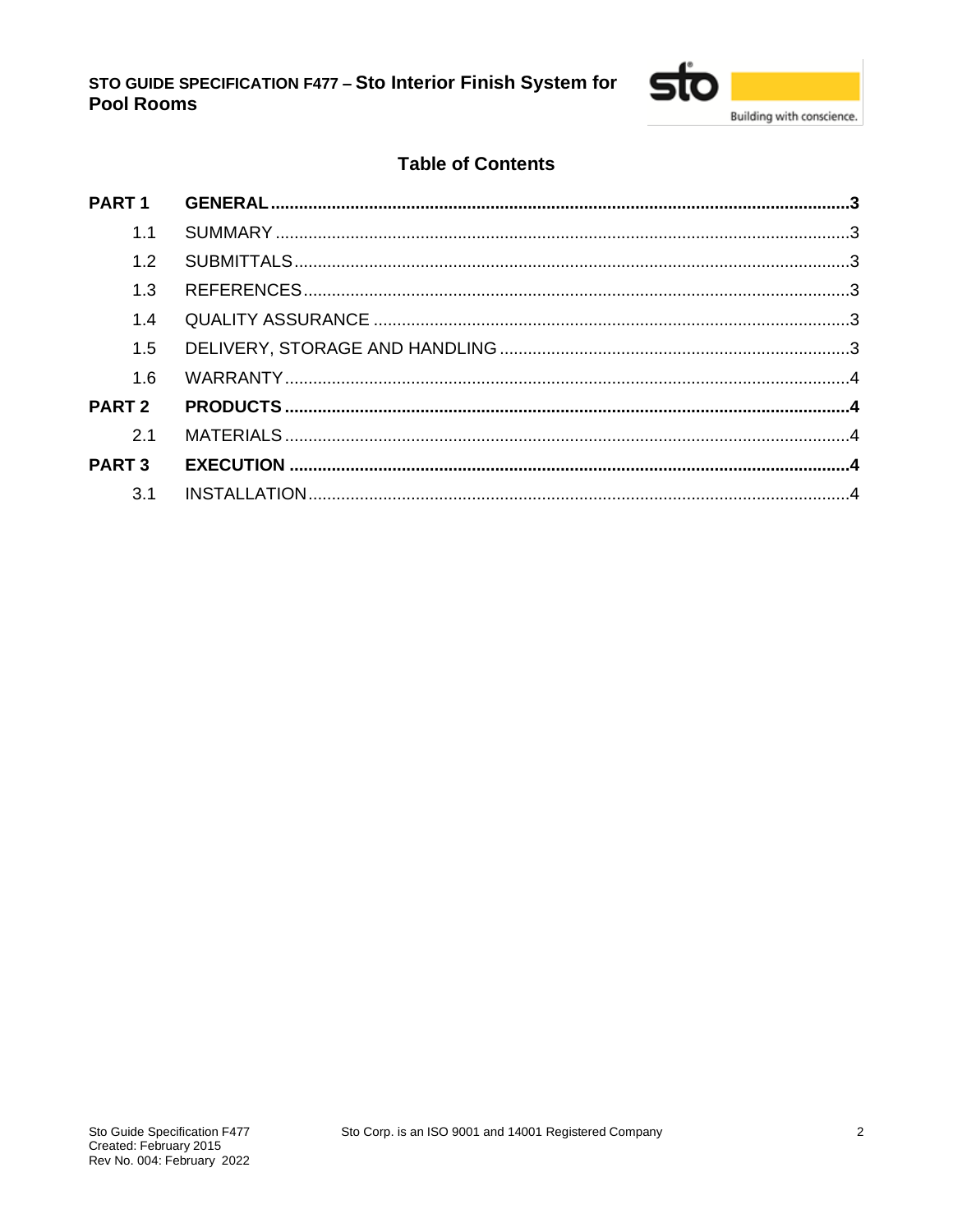## Table of Contents

| | | |
|---|---|---|
| **PART 1** | **GENERAL** | **3** |
| 1.1 | SUMMARY | 3 |
| 1.2 | SUBMITTALS | 3 |
| 1.3 | REFERENCES | 3 |
| 1.4 | QUALITY ASSURANCE | 3 |
| 1.5 | DELIVERY, STORAGE AND HANDLING | 3 |
| 1.6 | WARRANTY | 4 |
| **PART 2** | **PRODUCTS** | **4** |
| 2.1 | MATERIALS | 4 |
| **PART 3** | **EXECUTION** | **4** |
| 3.1 | INSTALLATION | 4 |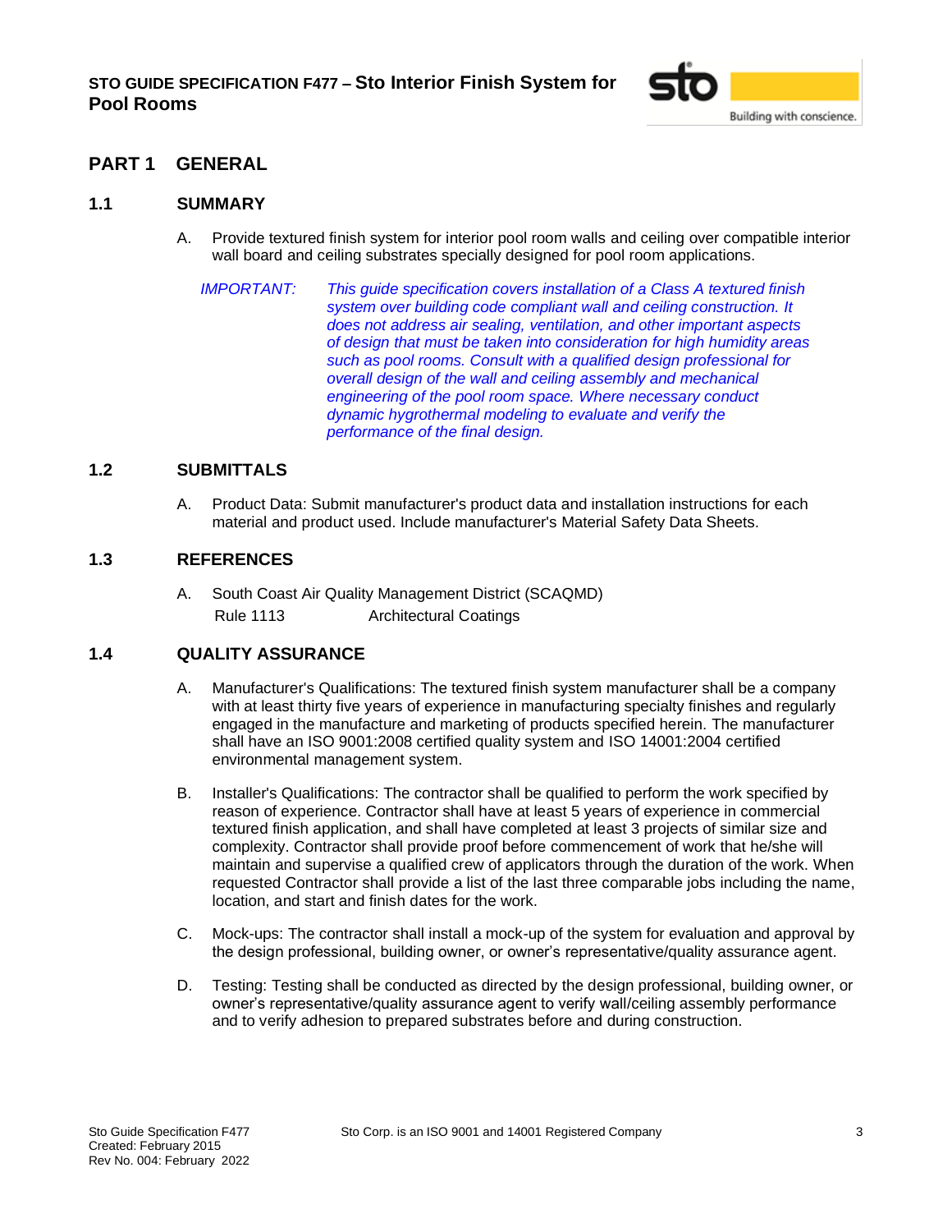# PART 1 GENERAL

## 1.1 SUMMARY

A. Provide textured finish system for interior pool room walls and ceiling over compatible interior wall board and ceiling substrates specially designed for pool room applications.

*IMPORTANT: This guide specification covers installation of a Class A textured finish system over building code compliant wall and ceiling construction. It does not address air sealing, ventilation, and other important aspects of design that must be taken into consideration for high humidity areas such as pool rooms. Consult with a qualified design professional for overall design of the wall and ceiling assembly and mechanical engineering of the pool room space. Where necessary conduct dynamic hygrothermal modeling to evaluate and verify the performance of the final design.*

## 1.2 SUBMITTALS

A. Product Data: Submit manufacturer's product data and installation instructions for each material and product used. Include manufacturer's Material Safety Data Sheets.

## 1.3 REFERENCES

A. South Coast Air Quality Management District (SCAQMD)

| | |
|---|---|
| Rule 1113 | Architectural Coatings |

## 1.4 QUALITY ASSURANCE

A. Manufacturer's Qualifications: The textured finish system manufacturer shall be a company with at least thirty five years of experience in manufacturing specialty finishes and regularly engaged in the manufacture and marketing of products specified herein. The manufacturer shall have an ISO 9001:2008 certified quality system and ISO 14001:2004 certified environmental management system.

B. Installer's Qualifications: The contractor shall be qualified to perform the work specified by reason of experience. Contractor shall have at least 5 years of experience in commercial textured finish application, and shall have completed at least 3 projects of similar size and complexity. Contractor shall provide proof before commencement of work that he/she will maintain and supervise a qualified crew of applicators through the duration of the work. When requested Contractor shall provide a list of the last three comparable jobs including the name, location, and start and finish dates for the work.

C. Mock-ups: The contractor shall install a mock-up of the system for evaluation and approval by the design professional, building owner, or owner's representative/quality assurance agent.

D. Testing: Testing shall be conducted as directed by the design professional, building owner, or owner's representative/quality assurance agent to verify wall/ceiling assembly performance and to verify adhesion to prepared substrates before and during construction.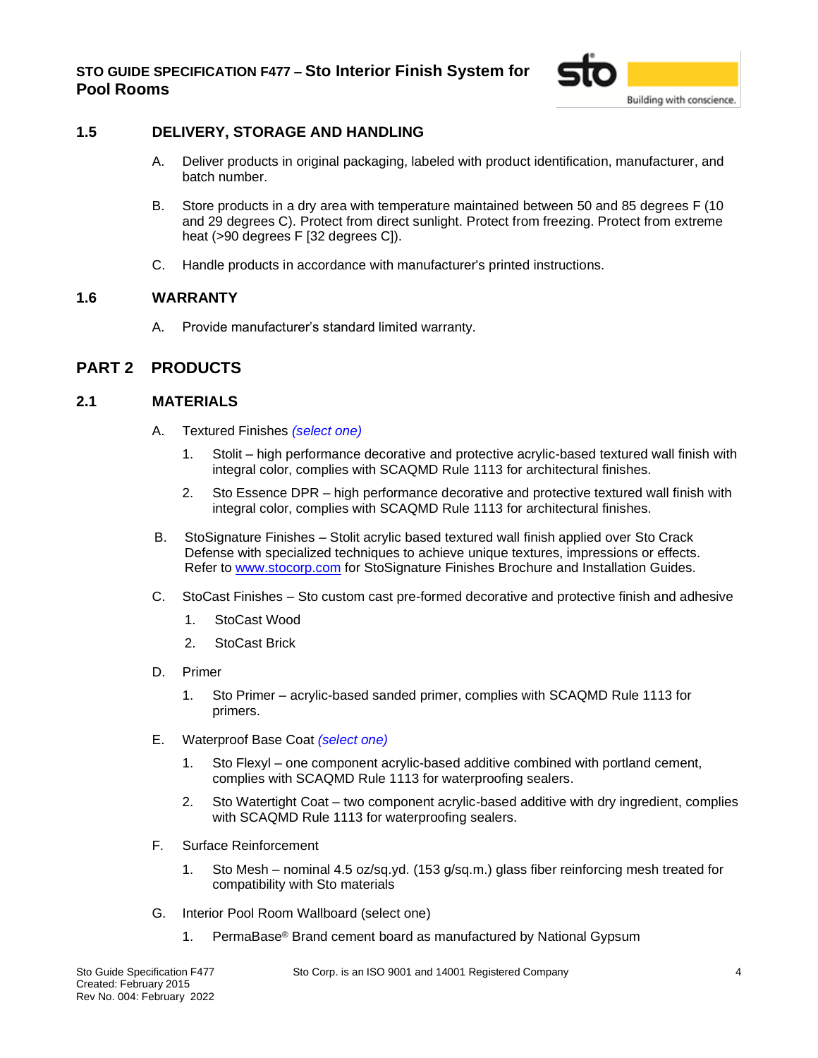## 1.5 DELIVERY, STORAGE AND HANDLING

A. Deliver products in original packaging, labeled with product identification, manufacturer, and batch number.

B. Store products in a dry area with temperature maintained between 50 and 85 degrees F (10 and 29 degrees C). Protect from direct sunlight. Protect from freezing. Protect from extreme heat (>90 degrees F [32 degrees C]).

C. Handle products in accordance with manufacturer's printed instructions.

## 1.6 WARRANTY

A. Provide manufacturer's standard limited warranty.

# PART 2 PRODUCTS

## 2.1 MATERIALS

A. Textured Finishes *(select one)*

1. Stolit – high performance decorative and protective acrylic-based textured wall finish with integral color, complies with SCAQMD Rule 1113 for architectural finishes.
2. Sto Essence DPR – high performance decorative and protective textured wall finish with integral color, complies with SCAQMD Rule 1113 for architectural finishes.

B. StoSignature Finishes – Stolit acrylic based textured wall finish applied over Sto Crack Defense with specialized techniques to achieve unique textures, impressions or effects. Refer to [www.stocorp.com](http://www.stocorp.com) for StoSignature Finishes Brochure and Installation Guides.

C. StoCast Finishes – Sto custom cast pre-formed decorative and protective finish and adhesive

1. StoCast Wood
2. StoCast Brick

D. Primer

1. Sto Primer – acrylic-based sanded primer, complies with SCAQMD Rule 1113 for primers.

E. Waterproof Base Coat *(select one)*

1. Sto Flexyl – one component acrylic-based additive combined with portland cement, complies with SCAQMD Rule 1113 for waterproofing sealers.
2. Sto Watertight Coat – two component acrylic-based additive with dry ingredient, complies with SCAQMD Rule 1113 for waterproofing sealers.

F. Surface Reinforcement

1. Sto Mesh – nominal 4.5 oz/sq.yd. (153 g/sq.m.) glass fiber reinforcing mesh treated for compatibility with Sto materials

G. Interior Pool Room Wallboard (select one)

1. PermaBase® Brand cement board as manufactured by National Gypsum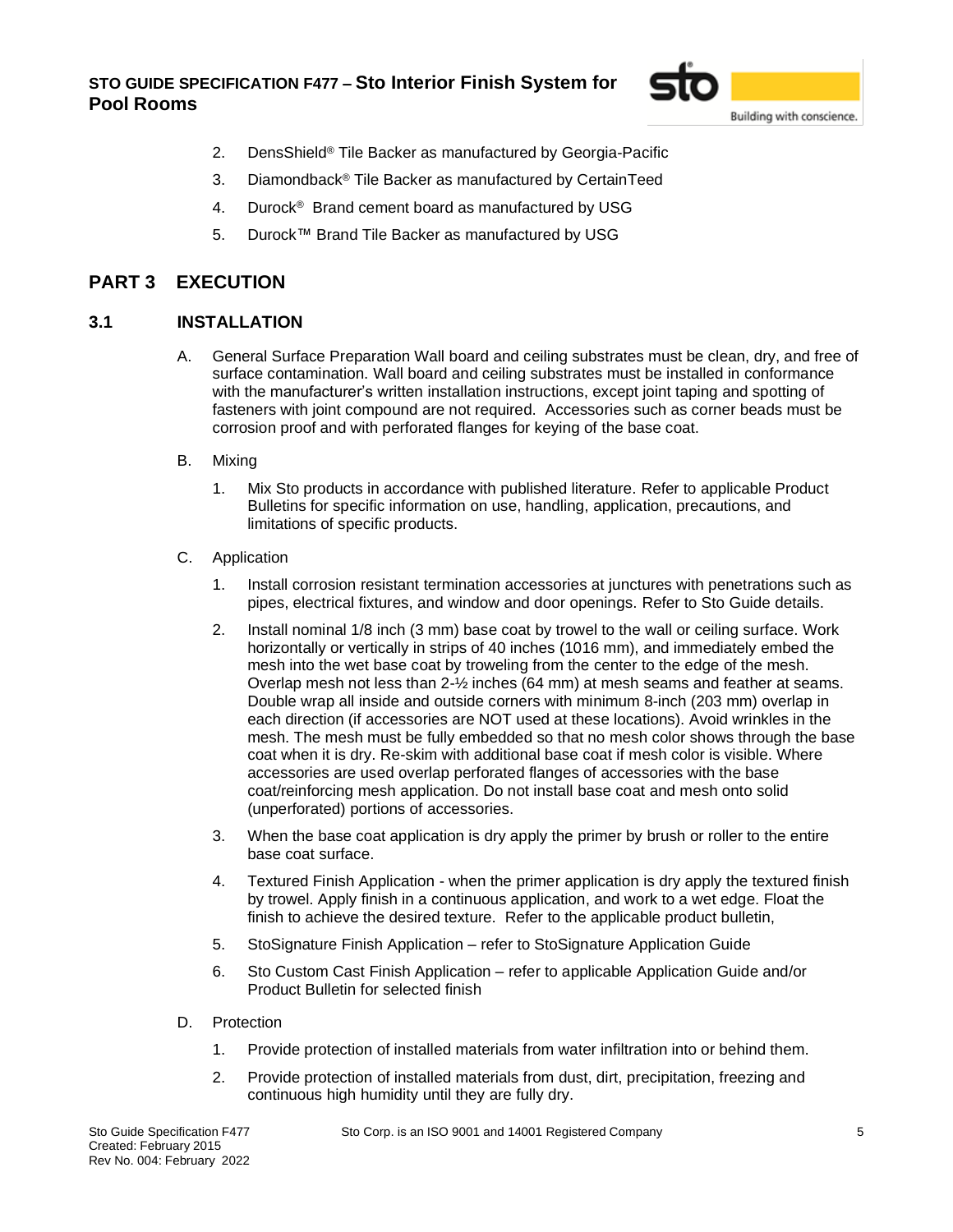2. DensShield® Tile Backer as manufactured by Georgia-Pacific
3. Diamondback® Tile Backer as manufactured by CertainTeed
4. Durock® Brand cement board as manufactured by USG
5. Durock™ Brand Tile Backer as manufactured by USG

## PART 3 EXECUTION

### 3.1 INSTALLATION

A. General Surface Preparation Wall board and ceiling substrates must be clean, dry, and free of surface contamination. Wall board and ceiling substrates must be installed in conformance with the manufacturer's written installation instructions, except joint taping and spotting of fasteners with joint compound are not required. Accessories such as corner beads must be corrosion proof and with perforated flanges for keying of the base coat.

B. Mixing

1. Mix Sto products in accordance with published literature. Refer to applicable Product Bulletins for specific information on use, handling, application, precautions, and limitations of specific products.

C. Application

1. Install corrosion resistant termination accessories at junctures with penetrations such as pipes, electrical fixtures, and window and door openings. Refer to Sto Guide details.
2. Install nominal 1/8 inch (3 mm) base coat by trowel to the wall or ceiling surface. Work horizontally or vertically in strips of 40 inches (1016 mm), and immediately embed the mesh into the wet base coat by troweling from the center to the edge of the mesh. Overlap mesh not less than 2-½ inches (64 mm) at mesh seams and feather at seams. Double wrap all inside and outside corners with minimum 8-inch (203 mm) overlap in each direction (if accessories are NOT used at these locations). Avoid wrinkles in the mesh. The mesh must be fully embedded so that no mesh color shows through the base coat when it is dry. Re-skim with additional base coat if mesh color is visible. Where accessories are used overlap perforated flanges of accessories with the base coat/reinforcing mesh application. Do not install base coat and mesh onto solid (unperforated) portions of accessories.
3. When the base coat application is dry apply the primer by brush or roller to the entire base coat surface.
4. Textured Finish Application - when the primer application is dry apply the textured finish by trowel. Apply finish in a continuous application, and work to a wet edge. Float the finish to achieve the desired texture. Refer to the applicable product bulletin,
5. StoSignature Finish Application – refer to StoSignature Application Guide
6. Sto Custom Cast Finish Application – refer to applicable Application Guide and/or Product Bulletin for selected finish

D. Protection

1. Provide protection of installed materials from water infiltration into or behind them.
2. Provide protection of installed materials from dust, dirt, precipitation, freezing and continuous high humidity until they are fully dry.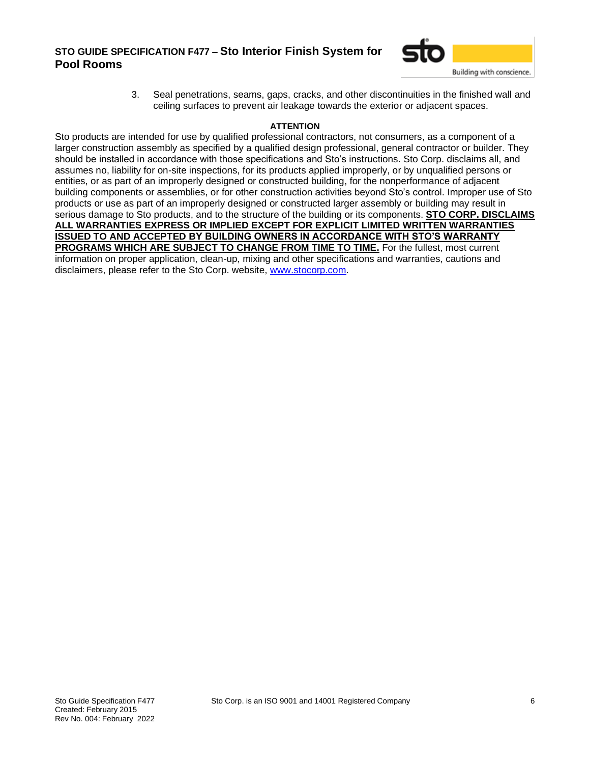3. Seal penetrations, seams, gaps, cracks, and other discontinuities in the finished wall and ceiling surfaces to prevent air leakage towards the exterior or adjacent spaces.

**ATTENTION**

Sto products are intended for use by qualified professional contractors, not consumers, as a component of a larger construction assembly as specified by a qualified design professional, general contractor or builder. They should be installed in accordance with those specifications and Sto's instructions. Sto Corp. disclaims all, and assumes no, liability for on-site inspections, for its products applied improperly, or by unqualified persons or entities, or as part of an improperly designed or constructed building, for the nonperformance of adjacent building components or assemblies, or for other construction activities beyond Sto's control. Improper use of Sto products or use as part of an improperly designed or constructed larger assembly or building may result in serious damage to Sto products, and to the structure of the building or its components. **STO CORP. DISCLAIMS ALL WARRANTIES EXPRESS OR IMPLIED EXCEPT FOR EXPLICIT LIMITED WRITTEN WARRANTIES ISSUED TO AND ACCEPTED BY BUILDING OWNERS IN ACCORDANCE WITH STO'S WARRANTY PROGRAMS WHICH ARE SUBJECT TO CHANGE FROM TIME TO TIME.** For the fullest, most current information on proper application, clean-up, mixing and other specifications and warranties, cautions and disclaimers, please refer to the Sto Corp. website, [www.stocorp.com](http://www.stocorp.com).